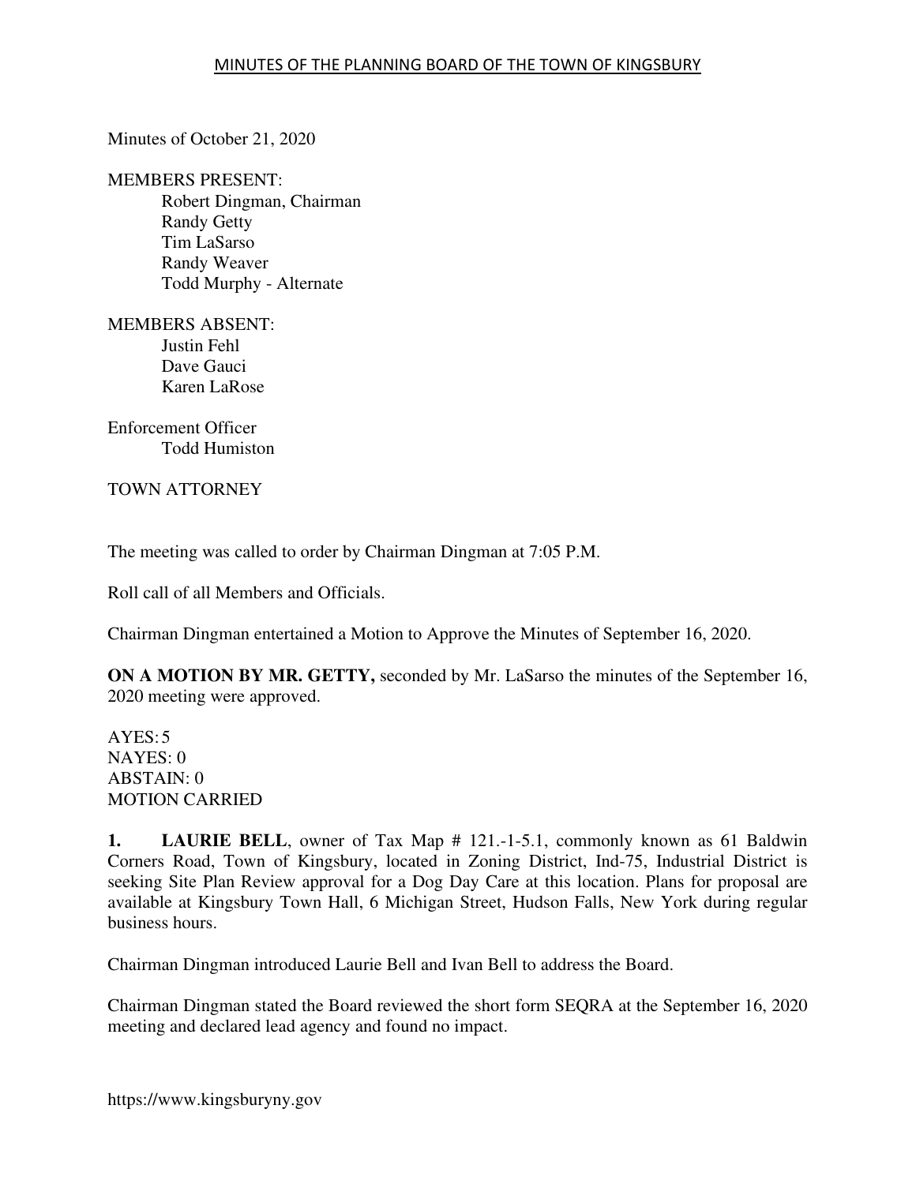# MINUTES OF THE PLANNING BOARD OF THE TOWN OF KINGSBURY

Minutes of October 21, 2020

MEMBERS PRESENT:
Robert Dingman, Chairman
Randy Getty
Tim LaSarso
Randy Weaver
Todd Murphy - Alternate

MEMBERS ABSENT:
Justin Fehl
Dave Gauci
Karen LaRose

Enforcement Officer
Todd Humiston

TOWN ATTORNEY

The meeting was called to order by Chairman Dingman at 7:05 P.M.

Roll call of all Members and Officials.

Chairman Dingman entertained a Motion to Approve the Minutes of September 16, 2020.

**ON A MOTION BY MR. GETTY,** seconded by Mr. LaSarso the minutes of the September 16, 2020 meeting were approved.

AYES: 5
NAYES: 0
ABSTAIN: 0
MOTION CARRIED

**1. LAURIE BELL**, owner of Tax Map # 121.-1-5.1, commonly known as 61 Baldwin Corners Road, Town of Kingsbury, located in Zoning District, Ind-75, Industrial District is seeking Site Plan Review approval for a Dog Day Care at this location. Plans for proposal are available at Kingsbury Town Hall, 6 Michigan Street, Hudson Falls, New York during regular business hours.

Chairman Dingman introduced Laurie Bell and Ivan Bell to address the Board.

Chairman Dingman stated the Board reviewed the short form SEQRA at the September 16, 2020 meeting and declared lead agency and found no impact.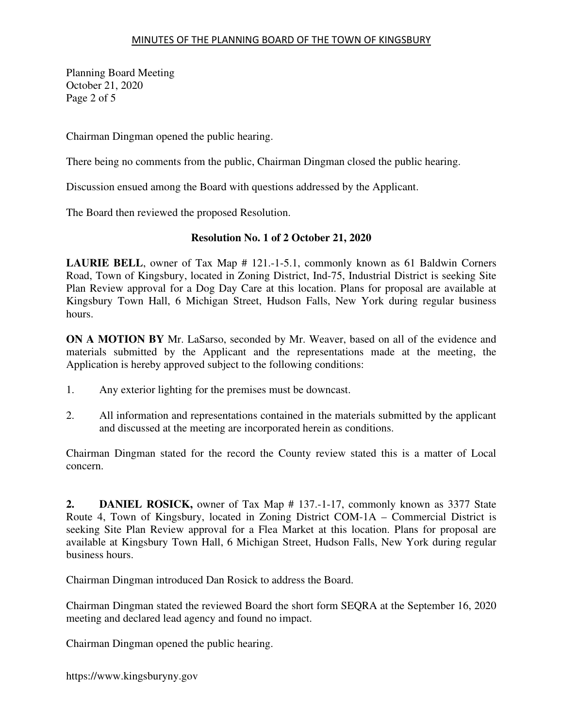Chairman Dingman opened the public hearing.

There being no comments from the public, Chairman Dingman closed the public hearing.

Discussion ensued among the Board with questions addressed by the Applicant.

The Board then reviewed the proposed Resolution.

**Resolution No. 1 of 2 October 21, 2020**

**LAURIE BELL**, owner of Tax Map # 121.-1-5.1, commonly known as 61 Baldwin Corners Road, Town of Kingsbury, located in Zoning District, Ind-75, Industrial District is seeking Site Plan Review approval for a Dog Day Care at this location. Plans for proposal are available at Kingsbury Town Hall, 6 Michigan Street, Hudson Falls, New York during regular business hours.

**ON A MOTION BY** Mr. LaSarso, seconded by Mr. Weaver, based on all of the evidence and materials submitted by the Applicant and the representations made at the meeting, the Application is hereby approved subject to the following conditions:

1. Any exterior lighting for the premises must be downcast.
2. All information and representations contained in the materials submitted by the applicant and discussed at the meeting are incorporated herein as conditions.

Chairman Dingman stated for the record the County review stated this is a matter of Local concern.

**2. DANIEL ROSICK,** owner of Tax Map # 137.-1-17, commonly known as 3377 State Route 4, Town of Kingsbury, located in Zoning District COM-1A – Commercial District is seeking Site Plan Review approval for a Flea Market at this location. Plans for proposal are available at Kingsbury Town Hall, 6 Michigan Street, Hudson Falls, New York during regular business hours.

Chairman Dingman introduced Dan Rosick to address the Board.

Chairman Dingman stated the reviewed Board the short form SEQRA at the September 16, 2020 meeting and declared lead agency and found no impact.

Chairman Dingman opened the public hearing.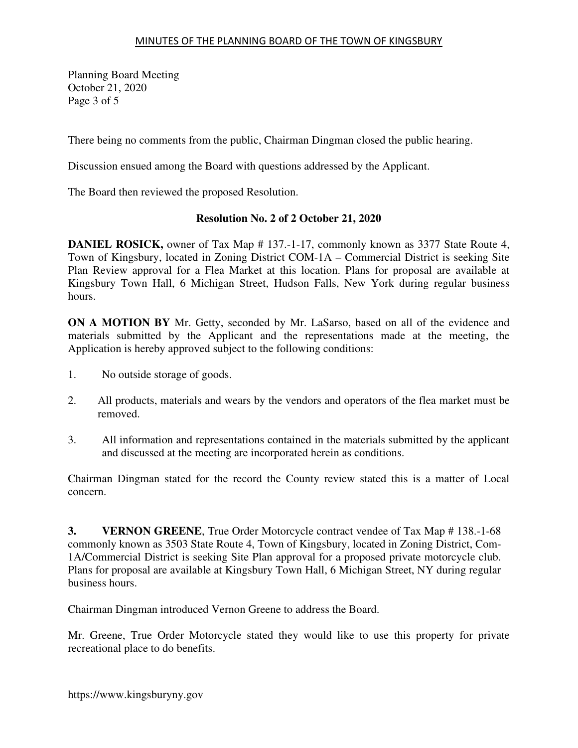There being no comments from the public, Chairman Dingman closed the public hearing.

Discussion ensued among the Board with questions addressed by the Applicant.

The Board then reviewed the proposed Resolution.

**Resolution No. 2 of 2 October 21, 2020**

**DANIEL ROSICK,** owner of Tax Map # 137.-1-17, commonly known as 3377 State Route 4, Town of Kingsbury, located in Zoning District COM-1A – Commercial District is seeking Site Plan Review approval for a Flea Market at this location. Plans for proposal are available at Kingsbury Town Hall, 6 Michigan Street, Hudson Falls, New York during regular business hours.

**ON A MOTION BY** Mr. Getty, seconded by Mr. LaSarso, based on all of the evidence and materials submitted by the Applicant and the representations made at the meeting, the Application is hereby approved subject to the following conditions:

1. No outside storage of goods.

2. All products, materials and wears by the vendors and operators of the flea market must be removed.

3. All information and representations contained in the materials submitted by the applicant and discussed at the meeting are incorporated herein as conditions.

Chairman Dingman stated for the record the County review stated this is a matter of Local concern.

**3. VERNON GREENE**, True Order Motorcycle contract vendee of Tax Map # 138.-1-68 commonly known as 3503 State Route 4, Town of Kingsbury, located in Zoning District, Com-1A/Commercial District is seeking Site Plan approval for a proposed private motorcycle club. Plans for proposal are available at Kingsbury Town Hall, 6 Michigan Street, NY during regular business hours.

Chairman Dingman introduced Vernon Greene to address the Board.

Mr. Greene, True Order Motorcycle stated they would like to use this property for private recreational place to do benefits.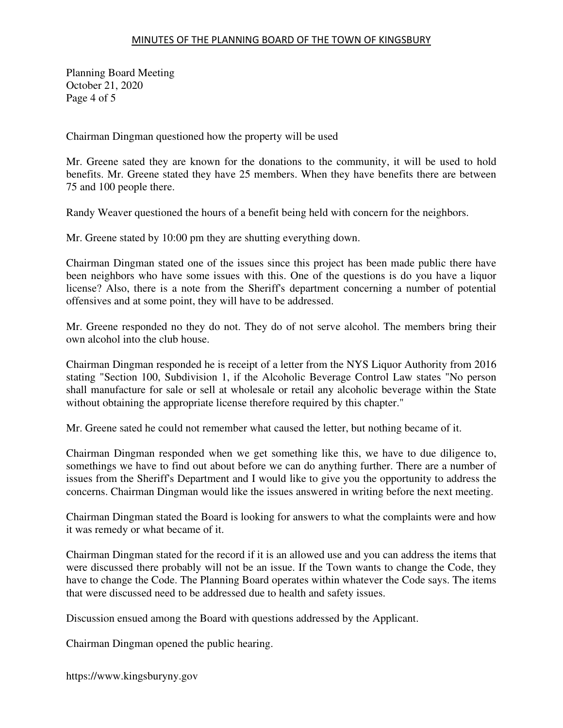Chairman Dingman questioned how the property will be used

Mr. Greene sated they are known for the donations to the community, it will be used to hold benefits. Mr. Greene stated they have 25 members. When they have benefits there are between 75 and 100 people there.

Randy Weaver questioned the hours of a benefit being held with concern for the neighbors.

Mr. Greene stated by 10:00 pm they are shutting everything down.

Chairman Dingman stated one of the issues since this project has been made public there have been neighbors who have some issues with this. One of the questions is do you have a liquor license? Also, there is a note from the Sheriff's department concerning a number of potential offensives and at some point, they will have to be addressed.

Mr. Greene responded no they do not. They do of not serve alcohol. The members bring their own alcohol into the club house.

Chairman Dingman responded he is receipt of a letter from the NYS Liquor Authority from 2016 stating "Section 100, Subdivision 1, if the Alcoholic Beverage Control Law states "No person shall manufacture for sale or sell at wholesale or retail any alcoholic beverage within the State without obtaining the appropriate license therefore required by this chapter."

Mr. Greene sated he could not remember what caused the letter, but nothing became of it.

Chairman Dingman responded when we get something like this, we have to due diligence to, somethings we have to find out about before we can do anything further. There are a number of issues from the Sheriff's Department and I would like to give you the opportunity to address the concerns. Chairman Dingman would like the issues answered in writing before the next meeting.

Chairman Dingman stated the Board is looking for answers to what the complaints were and how it was remedy or what became of it.

Chairman Dingman stated for the record if it is an allowed use and you can address the items that were discussed there probably will not be an issue. If the Town wants to change the Code, they have to change the Code. The Planning Board operates within whatever the Code says. The items that were discussed need to be addressed due to health and safety issues.

Discussion ensued among the Board with questions addressed by the Applicant.

Chairman Dingman opened the public hearing.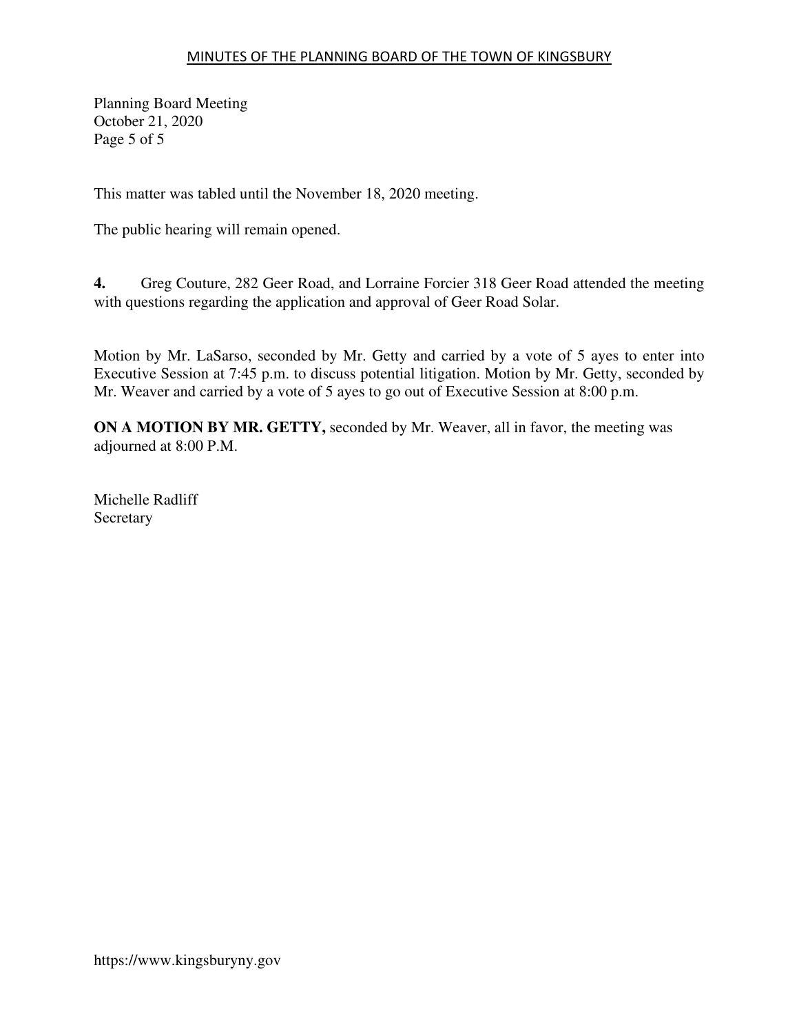This matter was tabled until the November 18, 2020 meeting.

The public hearing will remain opened.

**4.** Greg Couture, 282 Geer Road, and Lorraine Forcier 318 Geer Road attended the meeting with questions regarding the application and approval of Geer Road Solar.

Motion by Mr. LaSarso, seconded by Mr. Getty and carried by a vote of 5 ayes to enter into Executive Session at 7:45 p.m. to discuss potential litigation. Motion by Mr. Getty, seconded by Mr. Weaver and carried by a vote of 5 ayes to go out of Executive Session at 8:00 p.m.

**ON A MOTION BY MR. GETTY,** seconded by Mr. Weaver, all in favor, the meeting was adjourned at 8:00 P.M.

Michelle Radliff
Secretary